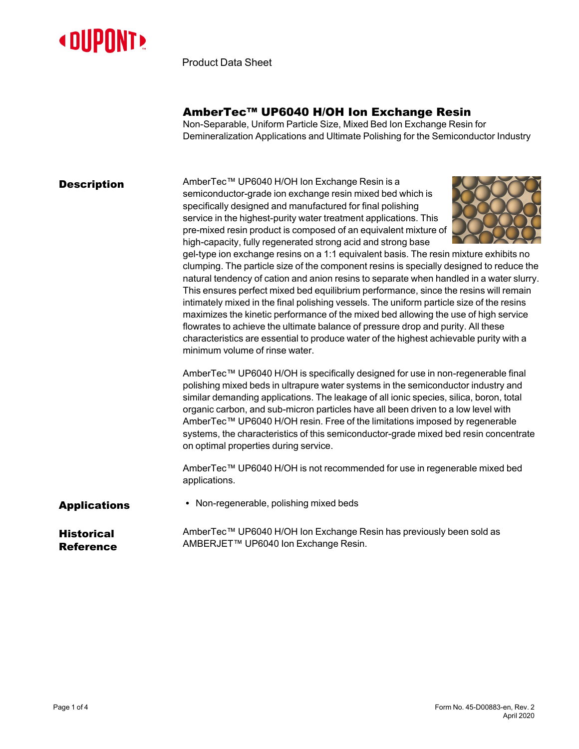Product Data Sheet

# AmberTec™ UP6040 H/OH Ion Exchange Resin

Non-Separable, Uniform Particle Size, Mixed Bed Ion Exchange Resin for Demineralization Applications and Ultimate Polishing for the Semiconductor Industry

## Description

AmberTec™ UP6040 H/OH Ion Exchange Resin is a semiconductor-grade ion exchange resin mixed bed which is specifically designed and manufactured for final polishing service in the highest-purity water treatment applications. This pre-mixed resin product is composed of an equivalent mixture of high-capacity, fully regenerated strong acid and strong base gel-type ion exchange resins on a 1:1 equivalent basis. The resin mixture exhibits no clumping. The particle size of the component resins is specially designed to reduce the natural tendency of cation and anion resins to separate when handled in a water slurry. This ensures perfect mixed bed equilibrium performance, since the resins will remain intimately mixed in the final polishing vessels. The uniform particle size of the resins maximizes the kinetic performance of the mixed bed allowing the use of high service flowrates to achieve the ultimate balance of pressure drop and purity. All these characteristics are essential to produce water of the highest achievable purity with a minimum volume of rinse water.

AmberTec™ UP6040 H/OH is specifically designed for use in non-regenerable final polishing mixed beds in ultrapure water systems in the semiconductor industry and similar demanding applications. The leakage of all ionic species, silica, boron, total organic carbon, and sub-micron particles have all been driven to a low level with AmberTec™ UP6040 H/OH resin. Free of the limitations imposed by regenerable systems, the characteristics of this semiconductor-grade mixed bed resin concentrate on optimal properties during service.

AmberTec™ UP6040 H/OH is not recommended for use in regenerable mixed bed applications.

## Applications

- Non-regenerable, polishing mixed beds

## Historical Reference

AmberTec™ UP6040 H/OH Ion Exchange Resin has previously been sold as AMBERJET™ UP6040 Ion Exchange Resin.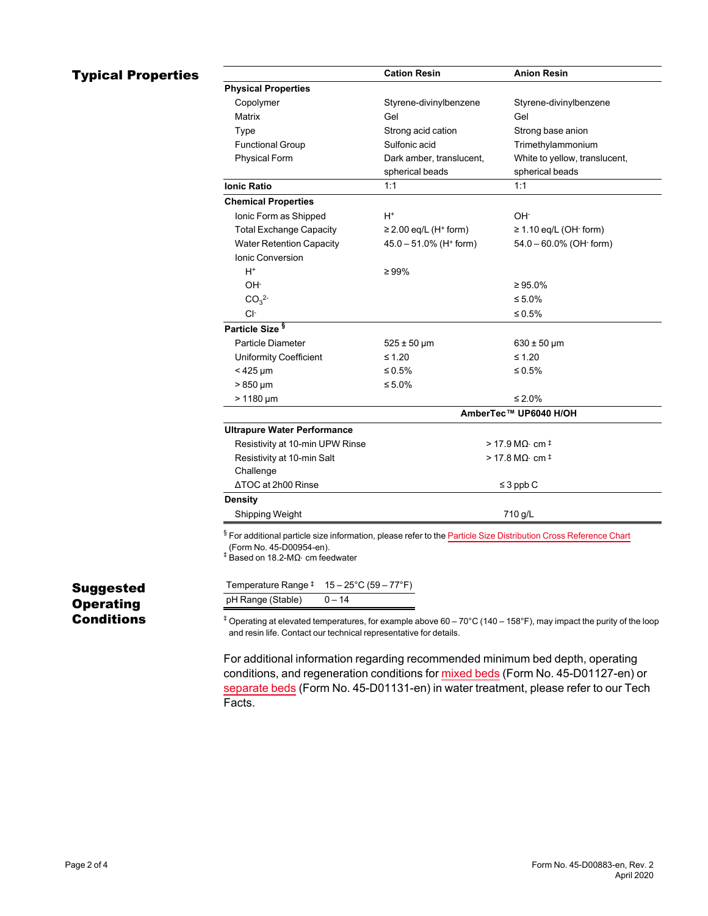## Typical Properties

| | Cation Resin | Anion Resin |
|---|---|---|
| **Physical Properties** | | |
| Copolymer | Styrene-divinylbenzene | Styrene-divinylbenzene |
| Matrix | Gel | Gel |
| Type | Strong acid cation | Strong base anion |
| Functional Group | Sulfonic acid | Trimethylammonium |
| Physical Form | Dark amber, translucent, spherical beads | White to yellow, translucent, spherical beads |
| **Ionic Ratio** | 1:1 | 1:1 |
| **Chemical Properties** | | |
| Ionic Form as Shipped | $H^+$ | $OH^-$ |
| Total Exchange Capacity | ≥ 2.00 eq/L ($H^+$ form) | ≥ 1.10 eq/L ($OH^-$ form) |
| Water Retention Capacity | 45.0 – 51.0% ($H^+$ form) | 54.0 – 60.0% ($OH^-$ form) |
| Ionic Conversion | | |
| $H^+$ | ≥ 99% | |
| $OH^-$ | | ≥ 95.0% |
| $CO_3^{2-}$ | | ≤ 5.0% |
| $Cl^-$ | | ≤ 0.5% |
| **Particle Size** § | | |
| Particle Diameter | 525 ± 50 µm | 630 ± 50 µm |
| Uniformity Coefficient | ≤ 1.20 | ≤ 1.20 |
| < 425 µm | ≤ 0.5% | ≤ 0.5% |
| > 850 µm | ≤ 5.0% | |
| > 1180 µm | | ≤ 2.0% |

| | AmberTec™ UP6040 H/OH |
|---|---|
| **Ultrapure Water Performance** | |
| Resistivity at 10-min UPW Rinse | > 17.9 MΩ· cm ‡ |
| Resistivity at 10-min Salt Challenge | > 17.8 MΩ· cm ‡ |
| ΔTOC at 2h00 Rinse | ≤ 3 ppb C |
| **Density** | |
| Shipping Weight | 710 g/L |

§ For additional particle size information, please refer to the Particle Size Distribution Cross Reference Chart (Form No. 45-D00954-en).
‡ Based on 18.2-MΩ· cm feedwater

## Suggested Operating Conditions

| | |
|---|---|
| Temperature Range ‡ | 15 – 25°C (59 – 77°F) |
| pH Range (Stable) | 0 – 14 |

‡ Operating at elevated temperatures, for example above 60 – 70°C (140 – 158°F), may impact the purity of the loop and resin life. Contact our technical representative for details.

For additional information regarding recommended minimum bed depth, operating conditions, and regeneration conditions for mixed beds (Form No. 45-D01127-en) or separate beds (Form No. 45-D01131-en) in water treatment, please refer to our Tech Facts.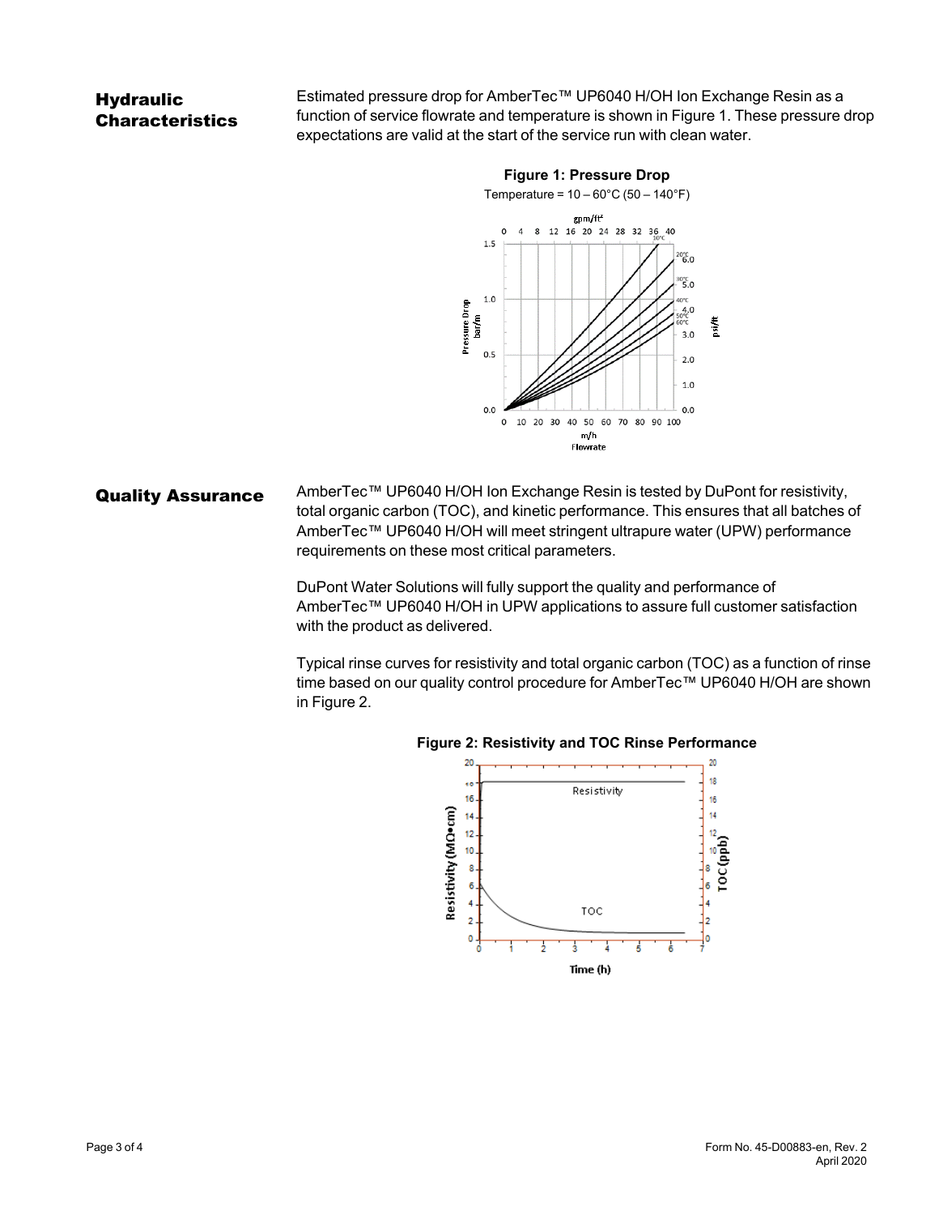## Hydraulic Characteristics

Estimated pressure drop for AmberTec™ UP6040 H/OH Ion Exchange Resin as a function of service flowrate and temperature is shown in Figure 1. These pressure drop expectations are valid at the start of the service run with clean water.

**Figure 1: Pressure Drop**

Temperature = 10 – 60°C (50 – 140°F)

## Quality Assurance

AmberTec™ UP6040 H/OH Ion Exchange Resin is tested by DuPont for resistivity, total organic carbon (TOC), and kinetic performance. This ensures that all batches of AmberTec™ UP6040 H/OH will meet stringent ultrapure water (UPW) performance requirements on these most critical parameters.

DuPont Water Solutions will fully support the quality and performance of AmberTec™ UP6040 H/OH in UPW applications to assure full customer satisfaction with the product as delivered.

Typical rinse curves for resistivity and total organic carbon (TOC) as a function of rinse time based on our quality control procedure for AmberTec™ UP6040 H/OH are shown in Figure 2.

**Figure 2: Resistivity and TOC Rinse Performance**

Form No. 45-D00883-en, Rev. 2
April 2020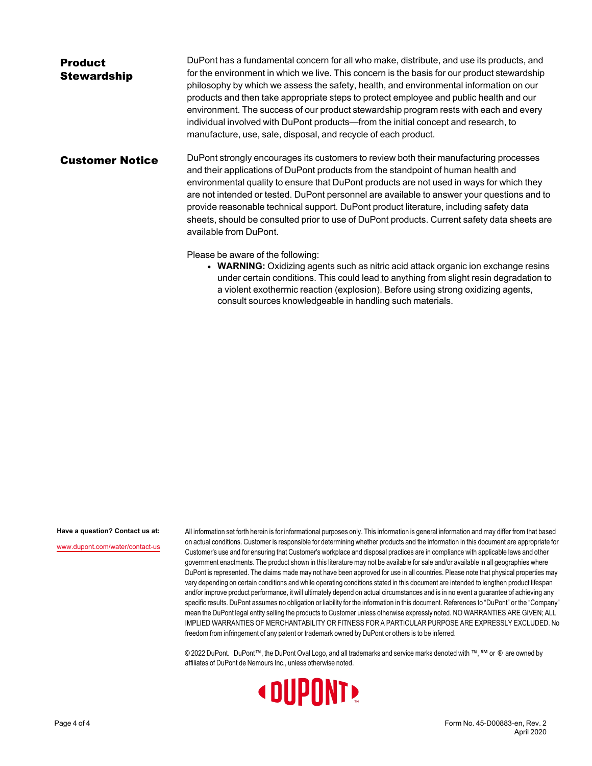## Product Stewardship

DuPont has a fundamental concern for all who make, distribute, and use its products, and for the environment in which we live. This concern is the basis for our product stewardship philosophy by which we assess the safety, health, and environmental information on our products and then take appropriate steps to protect employee and public health and our environment. The success of our product stewardship program rests with each and every individual involved with DuPont products—from the initial concept and research, to manufacture, use, sale, disposal, and recycle of each product.

## Customer Notice

DuPont strongly encourages its customers to review both their manufacturing processes and their applications of DuPont products from the standpoint of human health and environmental quality to ensure that DuPont products are not used in ways for which they are not intended or tested. DuPont personnel are available to answer your questions and to provide reasonable technical support. DuPont product literature, including safety data sheets, should be consulted prior to use of DuPont products. Current safety data sheets are available from DuPont.

Please be aware of the following:

- **WARNING:** Oxidizing agents such as nitric acid attack organic ion exchange resins under certain conditions. This could lead to anything from slight resin degradation to a violent exothermic reaction (explosion). Before using strong oxidizing agents, consult sources knowledgeable in handling such materials.

**Have a question? Contact us at:**

www.dupont.com/water/contact-us

All information set forth herein is for informational purposes only. This information is general information and may differ from that based on actual conditions. Customer is responsible for determining whether products and the information in this document are appropriate for Customer's use and for ensuring that Customer's workplace and disposal practices are in compliance with applicable laws and other government enactments. The product shown in this literature may not be available for sale and/or available in all geographies where DuPont is represented. The claims made may not have been approved for use in all countries. Please note that physical properties may vary depending on certain conditions and while operating conditions stated in this document are intended to lengthen product lifespan and/or improve product performance, it will ultimately depend on actual circumstances and is in no event a guarantee of achieving any specific results. DuPont assumes no obligation or liability for the information in this document. References to "DuPont" or the "Company" mean the DuPont legal entity selling the products to Customer unless otherwise expressly noted. NO WARRANTIES ARE GIVEN; ALL IMPLIED WARRANTIES OF MERCHANTABILITY OR FITNESS FOR A PARTICULAR PURPOSE ARE EXPRESSLY EXCLUDED. No freedom from infringement of any patent or trademark owned by DuPont or others is to be inferred.

© 2022 DuPont. DuPont™, the DuPont Oval Logo, and all trademarks and service marks denoted with ™, ℠ or ® are owned by affiliates of DuPont de Nemours Inc., unless otherwise noted.

Form No. 45-D00883-en, Rev. 2
April 2020